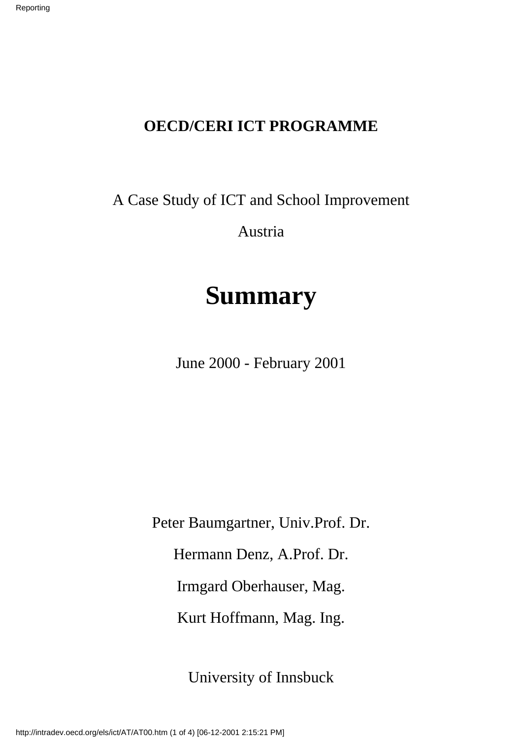**OECD/CERI ICT PROGRAMME**

A Case Study of ICT and School Improvement

Austria

# Summary

June 2000 - February 2001

Peter Baumgartner, Univ.Prof. Dr.

Hermann Denz, A.Prof. Dr.

Irmgard Oberhauser, Mag.

Kurt Hoffmann, Mag. Ing.

University of Innsbuck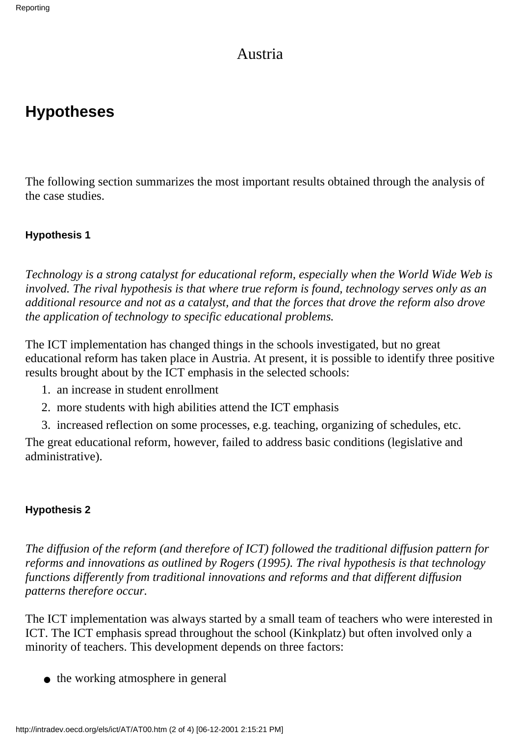Austria

## Hypotheses

The following section summarizes the most important results obtained through the analysis of the case studies.

#### Hypothesis 1

*Technology is a strong catalyst for educational reform, especially when the World Wide Web is involved. The rival hypothesis is that where true reform is found, technology serves only as an additional resource and not as a catalyst, and that the forces that drove the reform also drove the application of technology to specific educational problems.*

The ICT implementation has changed things in the schools investigated, but no great educational reform has taken place in Austria. At present, it is possible to identify three positive results brought about by the ICT emphasis in the selected schools:

1. an increase in student enrollment
2. more students with high abilities attend the ICT emphasis
3. increased reflection on some processes, e.g. teaching, organizing of schedules, etc.

The great educational reform, however, failed to address basic conditions (legislative and administrative).

#### Hypothesis 2

*The diffusion of the reform (and therefore of ICT) followed the traditional diffusion pattern for reforms and innovations as outlined by Rogers (1995). The rival hypothesis is that technology functions differently from traditional innovations and reforms and that different diffusion patterns therefore occur.*

The ICT implementation was always started by a small team of teachers who were interested in ICT. The ICT emphasis spread throughout the school (Kinkplatz) but often involved only a minority of teachers. This development depends on three factors:

- the working atmosphere in general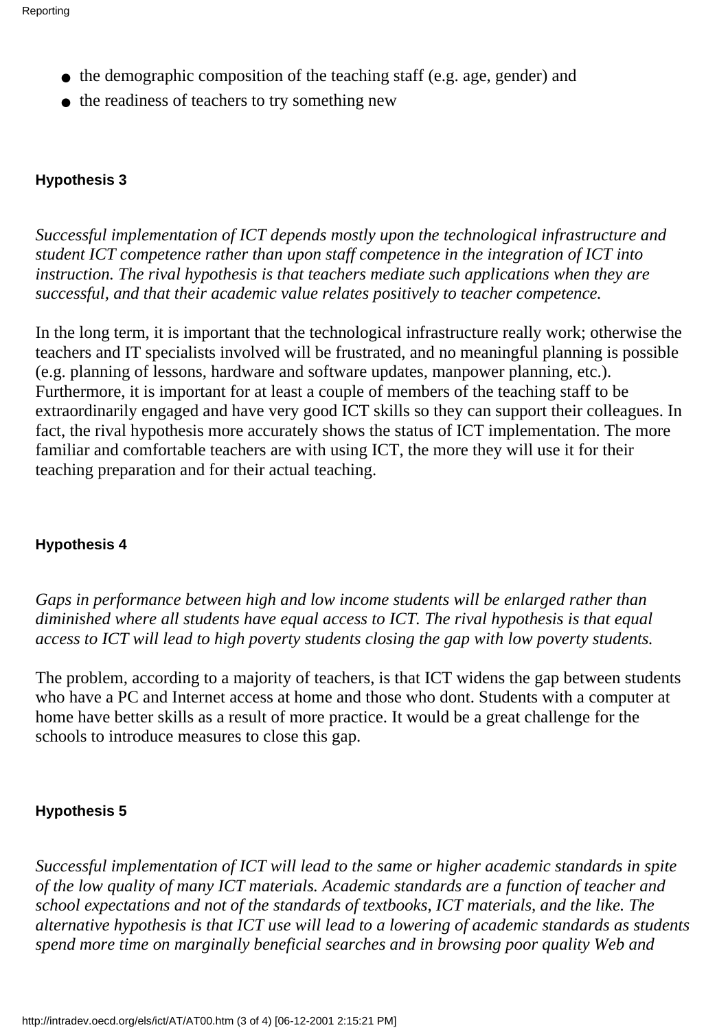- the demographic composition of the teaching staff (e.g. age, gender) and
- the readiness of teachers to try something new

#### Hypothesis 3

*Successful implementation of ICT depends mostly upon the technological infrastructure and student ICT competence rather than upon staff competence in the integration of ICT into instruction. The rival hypothesis is that teachers mediate such applications when they are successful, and that their academic value relates positively to teacher competence.*

In the long term, it is important that the technological infrastructure really work; otherwise the teachers and IT specialists involved will be frustrated, and no meaningful planning is possible (e.g. planning of lessons, hardware and software updates, manpower planning, etc.). Furthermore, it is important for at least a couple of members of the teaching staff to be extraordinarily engaged and have very good ICT skills so they can support their colleagues. In fact, the rival hypothesis more accurately shows the status of ICT implementation. The more familiar and comfortable teachers are with using ICT, the more they will use it for their teaching preparation and for their actual teaching.

#### Hypothesis 4

*Gaps in performance between high and low income students will be enlarged rather than diminished where all students have equal access to ICT. The rival hypothesis is that equal access to ICT will lead to high poverty students closing the gap with low poverty students.*

The problem, according to a majority of teachers, is that ICT widens the gap between students who have a PC and Internet access at home and those who dont. Students with a computer at home have better skills as a result of more practice. It would be a great challenge for the schools to introduce measures to close this gap.

#### Hypothesis 5

*Successful implementation of ICT will lead to the same or higher academic standards in spite of the low quality of many ICT materials. Academic standards are a function of teacher and school expectations and not of the standards of textbooks, ICT materials, and the like. The alternative hypothesis is that ICT use will lead to a lowering of academic standards as students spend more time on marginally beneficial searches and in browsing poor quality Web and*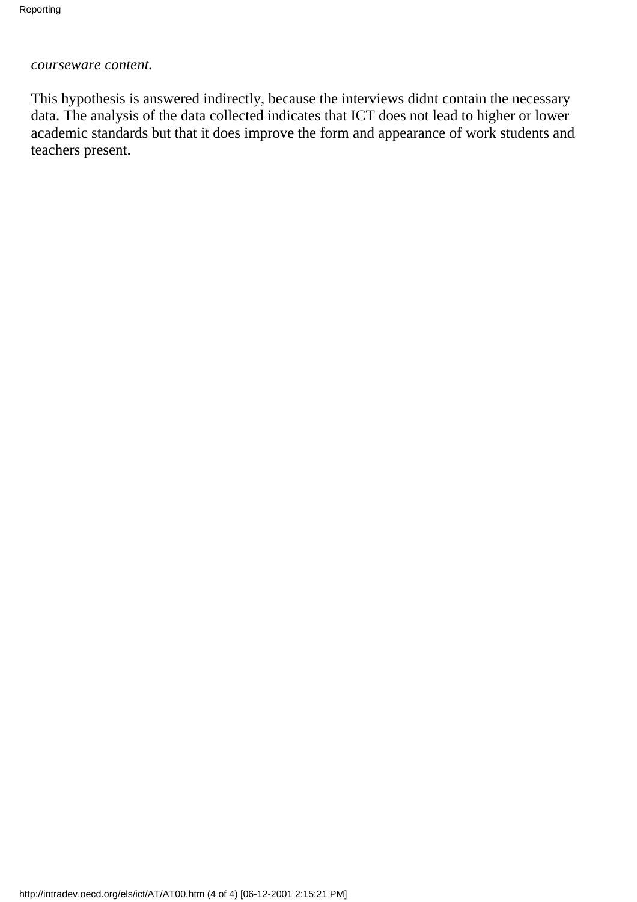*courseware content.*

This hypothesis is answered indirectly, because the interviews didnt contain the necessary data. The analysis of the data collected indicates that ICT does not lead to higher or lower academic standards but that it does improve the form and appearance of work students and teachers present.